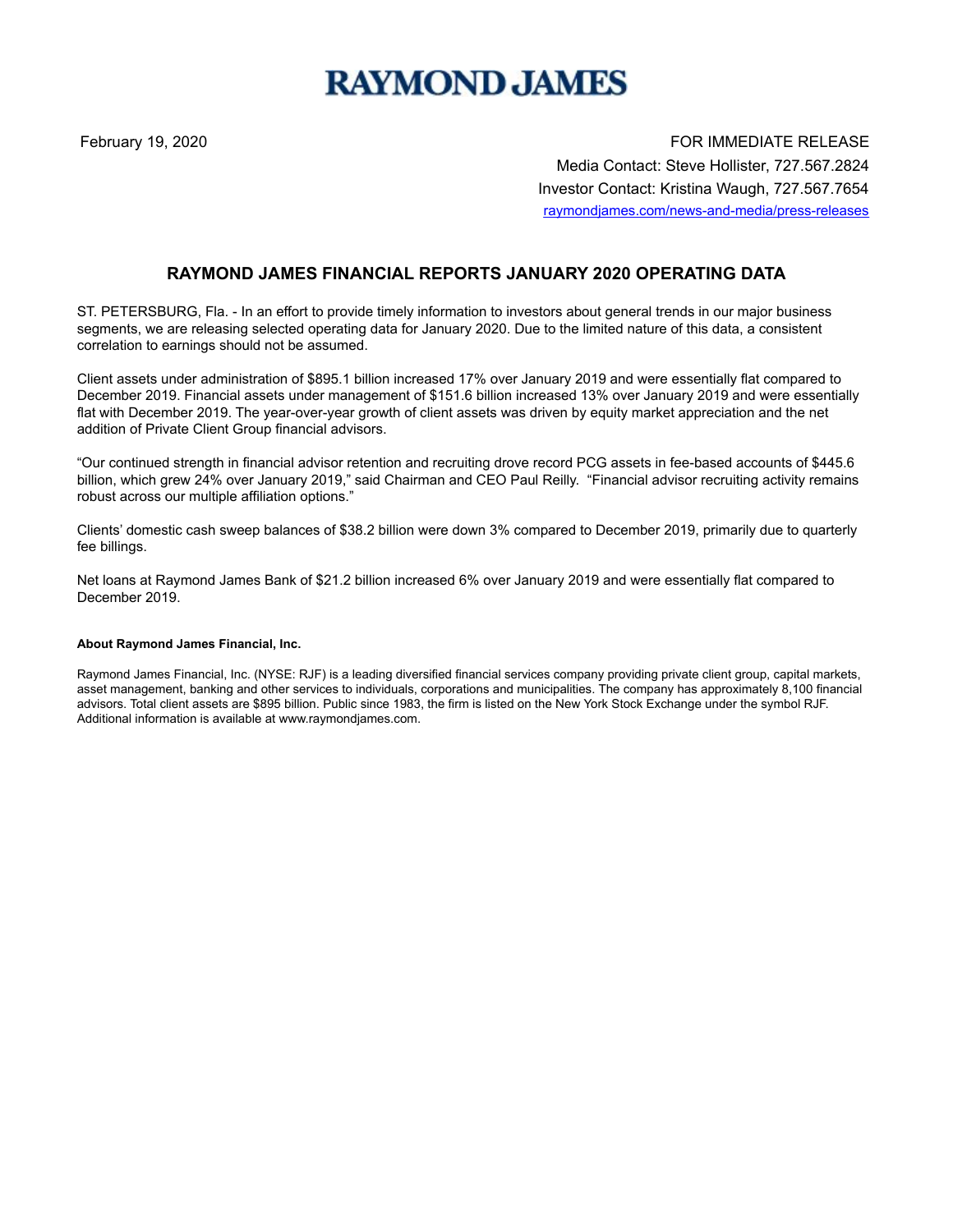# RAYMOND JAMES

February 19, 2020

FOR IMMEDIATE RELEASE
Media Contact: Steve Hollister, 727.567.2824
Investor Contact: Kristina Waugh, 727.567.7654
raymondjames.com/news-and-media/press-releases

## RAYMOND JAMES FINANCIAL REPORTS JANUARY 2020 OPERATING DATA

ST. PETERSBURG, Fla. - In an effort to provide timely information to investors about general trends in our major business segments, we are releasing selected operating data for January 2020. Due to the limited nature of this data, a consistent correlation to earnings should not be assumed.

Client assets under administration of $895.1 billion increased 17% over January 2019 and were essentially flat compared to December 2019. Financial assets under management of $151.6 billion increased 13% over January 2019 and were essentially flat with December 2019. The year-over-year growth of client assets was driven by equity market appreciation and the net addition of Private Client Group financial advisors.

“Our continued strength in financial advisor retention and recruiting drove record PCG assets in fee-based accounts of $445.6 billion, which grew 24% over January 2019,” said Chairman and CEO Paul Reilly. “Financial advisor recruiting activity remains robust across our multiple affiliation options.”

Clients’ domestic cash sweep balances of $38.2 billion were down 3% compared to December 2019, primarily due to quarterly fee billings.

Net loans at Raymond James Bank of $21.2 billion increased 6% over January 2019 and were essentially flat compared to December 2019.

**About Raymond James Financial, Inc.**

Raymond James Financial, Inc. (NYSE: RJF) is a leading diversified financial services company providing private client group, capital markets, asset management, banking and other services to individuals, corporations and municipalities. The company has approximately 8,100 financial advisors. Total client assets are $895 billion. Public since 1983, the firm is listed on the New York Stock Exchange under the symbol RJF. Additional information is available at www.raymondjames.com.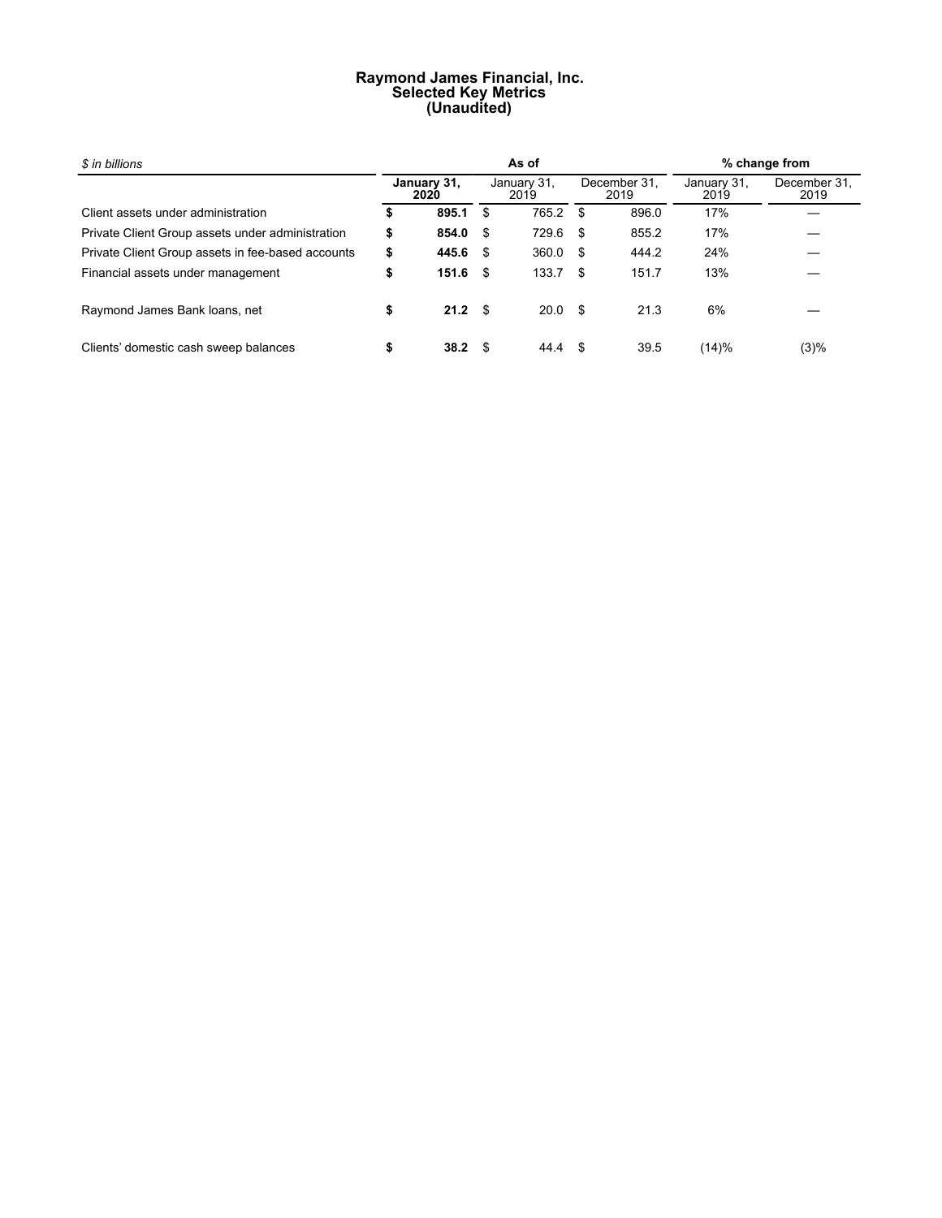# Raymond James Financial, Inc.
## Selected Key Metrics
## (Unaudited)

| *$ in billions* | As of | | | % change from | |
|---|---|---|---|---|---|
| | **January 31, 2020** | January 31, 2019 | December 31, 2019 | January 31, 2019 | December 31, 2019 |
| Client assets under administration | **$ 895.1** | $ 765.2 | $ 896.0 | 17% | — |
| Private Client Group assets under administration | **$ 854.0** | $ 729.6 | $ 855.2 | 17% | — |
| Private Client Group assets in fee-based accounts | **$ 445.6** | $ 360.0 | $ 444.2 | 24% | — |
| Financial assets under management | **$ 151.6** | $ 133.7 | $ 151.7 | 13% | — |
| Raymond James Bank loans, net | **$ 21.2** | $ 20.0 | $ 21.3 | 6% | — |
| Clients' domestic cash sweep balances | **$ 38.2** | $ 44.4 | $ 39.5 | (14)% | (3)% |